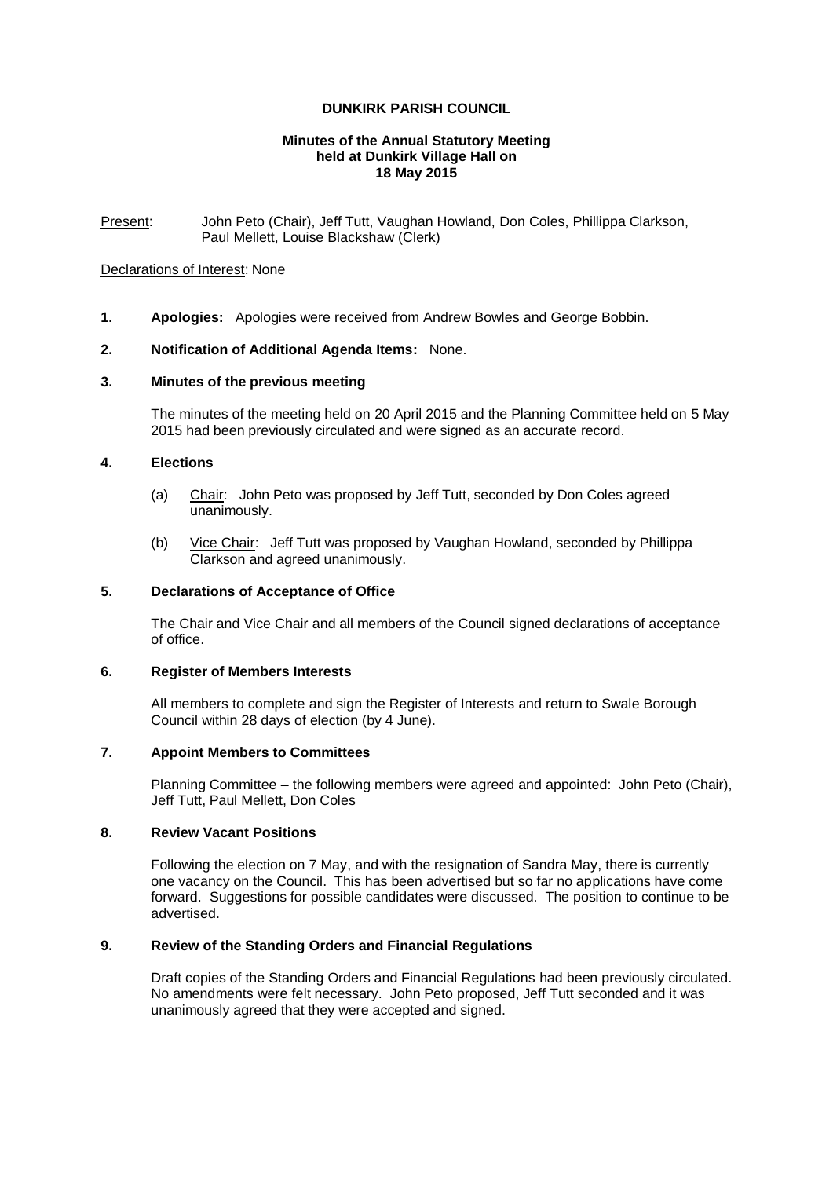# DUNKIRK PARISH COUNCIL

## Minutes of the Annual Statutory Meeting held at Dunkirk Village Hall on 18 May 2015

Present: John Peto (Chair), Jeff Tutt, Vaughan Howland, Don Coles, Phillippa Clarkson, Paul Mellett, Louise Blackshaw (Clerk)

Declarations of Interest: None

**1. Apologies:** Apologies were received from Andrew Bowles and George Bobbin.

**2. Notification of Additional Agenda Items:** None.

**3. Minutes of the previous meeting**

The minutes of the meeting held on 20 April 2015 and the Planning Committee held on 5 May 2015 had been previously circulated and were signed as an accurate record.

**4. Elections**

(a) Chair: John Peto was proposed by Jeff Tutt, seconded by Don Coles agreed unanimously.

(b) Vice Chair: Jeff Tutt was proposed by Vaughan Howland, seconded by Phillippa Clarkson and agreed unanimously.

**5. Declarations of Acceptance of Office**

The Chair and Vice Chair and all members of the Council signed declarations of acceptance of office.

**6. Register of Members Interests**

All members to complete and sign the Register of Interests and return to Swale Borough Council within 28 days of election (by 4 June).

**7. Appoint Members to Committees**

Planning Committee – the following members were agreed and appointed: John Peto (Chair), Jeff Tutt, Paul Mellett, Don Coles

**8. Review Vacant Positions**

Following the election on 7 May, and with the resignation of Sandra May, there is currently one vacancy on the Council. This has been advertised but so far no applications have come forward. Suggestions for possible candidates were discussed. The position to continue to be advertised.

**9. Review of the Standing Orders and Financial Regulations**

Draft copies of the Standing Orders and Financial Regulations had been previously circulated. No amendments were felt necessary. John Peto proposed, Jeff Tutt seconded and it was unanimously agreed that they were accepted and signed.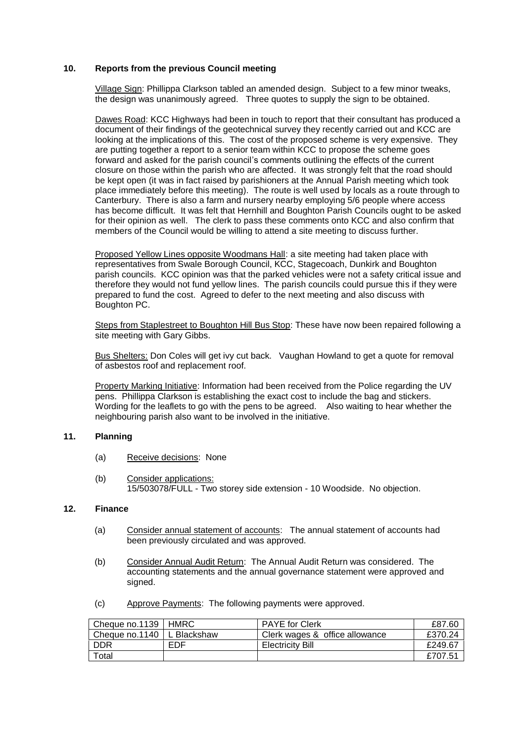## 10. Reports from the previous Council meeting

Village Sign: Phillippa Clarkson tabled an amended design. Subject to a few minor tweaks, the design was unanimously agreed. Three quotes to supply the sign to be obtained.

Dawes Road: KCC Highways had been in touch to report that their consultant has produced a document of their findings of the geotechnical survey they recently carried out and KCC are looking at the implications of this. The cost of the proposed scheme is very expensive. They are putting together a report to a senior team within KCC to propose the scheme goes forward and asked for the parish council's comments outlining the effects of the current closure on those within the parish who are affected. It was strongly felt that the road should be kept open (it was in fact raised by parishioners at the Annual Parish meeting which took place immediately before this meeting). The route is well used by locals as a route through to Canterbury. There is also a farm and nursery nearby employing 5/6 people where access has become difficult. It was felt that Hernhill and Boughton Parish Councils ought to be asked for their opinion as well. The clerk to pass these comments onto KCC and also confirm that members of the Council would be willing to attend a site meeting to discuss further.

Proposed Yellow Lines opposite Woodmans Hall: a site meeting had taken place with representatives from Swale Borough Council, KCC, Stagecoach, Dunkirk and Boughton parish councils. KCC opinion was that the parked vehicles were not a safety critical issue and therefore they would not fund yellow lines. The parish councils could pursue this if they were prepared to fund the cost. Agreed to defer to the next meeting and also discuss with Boughton PC.

Steps from Staplestreet to Boughton Hill Bus Stop: These have now been repaired following a site meeting with Gary Gibbs.

Bus Shelters: Don Coles will get ivy cut back. Vaughan Howland to get a quote for removal of asbestos roof and replacement roof.

Property Marking Initiative: Information had been received from the Police regarding the UV pens. Phillippa Clarkson is establishing the exact cost to include the bag and stickers. Wording for the leaflets to go with the pens to be agreed. Also waiting to hear whether the neighbouring parish also want to be involved in the initiative.

## 11. Planning

(a) Receive decisions: None

(b) Consider applications:
15/503078/FULL - Two storey side extension - 10 Woodside. No objection.

## 12. Finance

(a) Consider annual statement of accounts: The annual statement of accounts had been previously circulated and was approved.

(b) Consider Annual Audit Return: The Annual Audit Return was considered. The accounting statements and the annual governance statement were approved and signed.

(c) Approve Payments: The following payments were approved.

| Cheque no.1139 | HMRC | PAYE for Clerk | £87.60 |
|---|---|---|---|
| Cheque no.1140 | L Blackshaw | Clerk wages & office allowance | £370.24 |
| DDR | EDF | Electricity Bill | £249.67 |
| Total | | | £707.51 |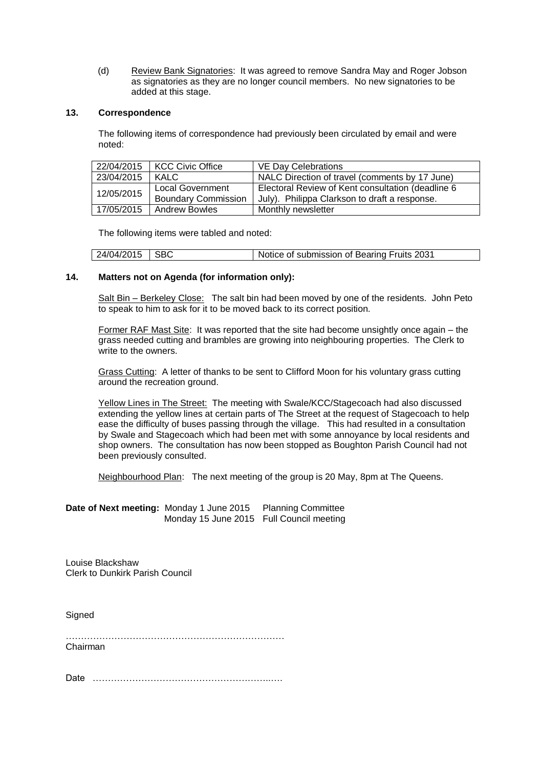(d) Review Bank Signatories: It was agreed to remove Sandra May and Roger Jobson as signatories as they are no longer council members. No new signatories to be added at this stage.

**13. Correspondence**

The following items of correspondence had previously been circulated by email and were noted:

| | | |
|---|---|---|
| 22/04/2015 | KCC Civic Office | VE Day Celebrations |
| 23/04/2015 | KALC | NALC Direction of travel (comments by 17 June) |
| 12/05/2015 | Local Government Boundary Commission | Electoral Review of Kent consultation (deadline 6 July). Philippa Clarkson to draft a response. |
| 17/05/2015 | Andrew Bowles | Monthly newsletter |

The following items were tabled and noted:

| | | |
|---|---|---|
| 24/04/2015 | SBC | Notice of submission of Bearing Fruits 2031 |

**14. Matters not on Agenda (for information only):**

Salt Bin – Berkeley Close: The salt bin had been moved by one of the residents. John Peto to speak to him to ask for it to be moved back to its correct position.

Former RAF Mast Site: It was reported that the site had become unsightly once again – the grass needed cutting and brambles are growing into neighbouring properties. The Clerk to write to the owners.

Grass Cutting: A letter of thanks to be sent to Clifford Moon for his voluntary grass cutting around the recreation ground.

Yellow Lines in The Street: The meeting with Swale/KCC/Stagecoach had also discussed extending the yellow lines at certain parts of The Street at the request of Stagecoach to help ease the difficulty of buses passing through the village. This had resulted in a consultation by Swale and Stagecoach which had been met with some annoyance by local residents and shop owners. The consultation has now been stopped as Boughton Parish Council had not been previously consulted.

Neighbourhood Plan: The next meeting of the group is 20 May, 8pm at The Queens.

**Date of Next meeting:** Monday 1 June 2015 Planning Committee
Monday 15 June 2015 Full Council meeting

Louise Blackshaw
Clerk to Dunkirk Parish Council

Signed

………………………………………………………………
Chairman

Date ……………………………………………………..….